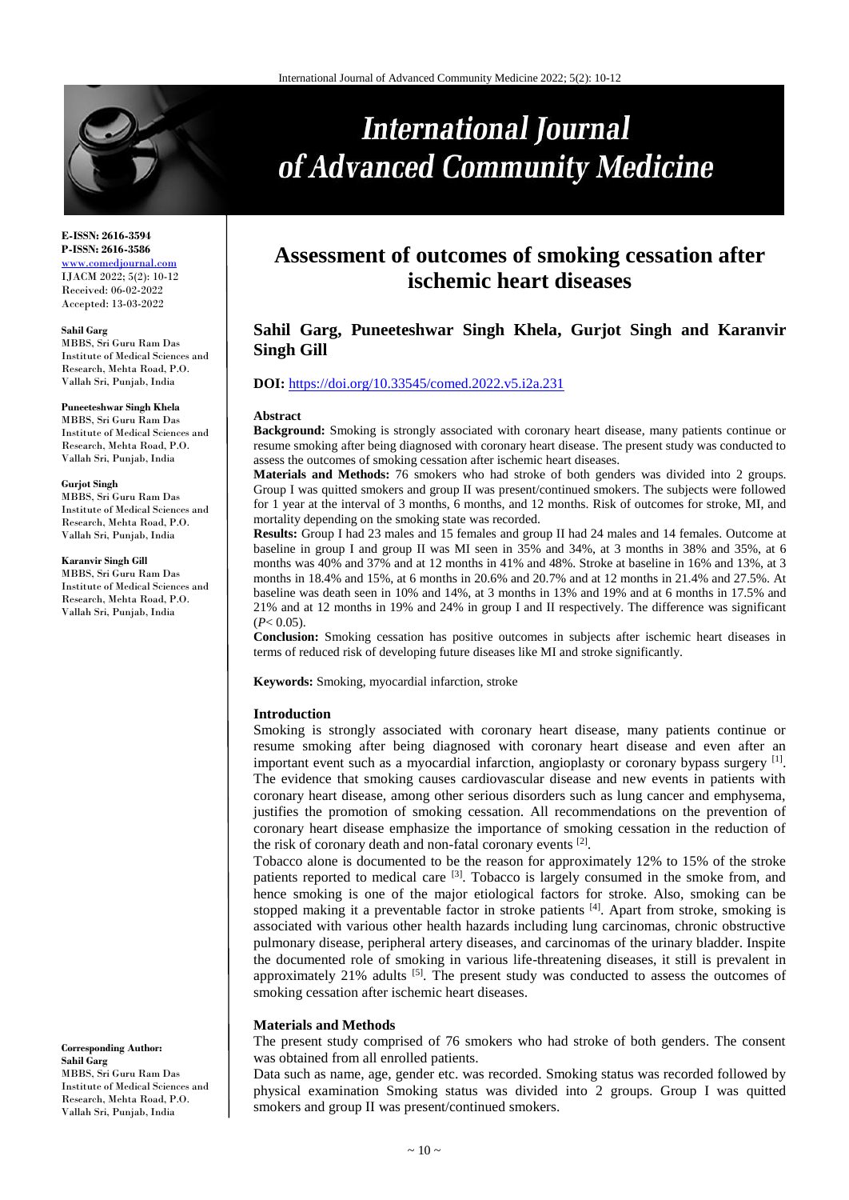# Assessment of outcomes of smoking cessation after ischemic heart diseases

**Sahil Garg, Puneeteshwar Singh Khela, Gurjot Singh and Karanvir Singh Gill**

**E-ISSN: 2616-3594**
**P-ISSN: 2616-3586**
www.comedjournal.com
IJACM 2022; 5(2): 10-12
Received: 06-02-2022
Accepted: 13-03-2022

**Sahil Garg**
MBBS, Sri Guru Ram Das Institute of Medical Sciences and Research, Mehta Road, P.O. Vallah Sri, Punjab, India

**Puneeteshwar Singh Khela**
MBBS, Sri Guru Ram Das Institute of Medical Sciences and Research, Mehta Road, P.O. Vallah Sri, Punjab, India

**Gurjot Singh**
MBBS, Sri Guru Ram Das Institute of Medical Sciences and Research, Mehta Road, P.O. Vallah Sri, Punjab, India

**Karanvir Singh Gill**
MBBS, Sri Guru Ram Das Institute of Medical Sciences and Research, Mehta Road, P.O. Vallah Sri, Punjab, India

**Corresponding Author:**
**Sahil Garg**
MBBS, Sri Guru Ram Das Institute of Medical Sciences and Research, Mehta Road, P.O. Vallah Sri, Punjab, India

**DOI:** https://doi.org/10.33545/comed.2022.v5.i2a.231

## Abstract

**Background:** Smoking is strongly associated with coronary heart disease, many patients continue or resume smoking after being diagnosed with coronary heart disease. The present study was conducted to assess the outcomes of smoking cessation after ischemic heart diseases.

**Materials and Methods:** 76 smokers who had stroke of both genders was divided into 2 groups. Group I was quitted smokers and group II was present/continued smokers. The subjects were followed for 1 year at the interval of 3 months, 6 months, and 12 months. Risk of outcomes for stroke, MI, and mortality depending on the smoking state was recorded.

**Results:** Group I had 23 males and 15 females and group II had 24 males and 14 females. Outcome at baseline in group I and group II was MI seen in 35% and 34%, at 3 months in 38% and 35%, at 6 months was 40% and 37% and at 12 months in 41% and 48%. Stroke at baseline in 16% and 13%, at 3 months in 18.4% and 15%, at 6 months in 20.6% and 20.7% and at 12 months in 21.4% and 27.5%. At baseline was death seen in 10% and 14%, at 3 months in 13% and 19% and at 6 months in 17.5% and 21% and at 12 months in 19% and 24% in group I and II respectively. The difference was significant ($P< 0.05$).

**Conclusion:** Smoking cessation has positive outcomes in subjects after ischemic heart diseases in terms of reduced risk of developing future diseases like MI and stroke significantly.

**Keywords:** Smoking, myocardial infarction, stroke

## Introduction

Smoking is strongly associated with coronary heart disease, many patients continue or resume smoking after being diagnosed with coronary heart disease and even after an important event such as a myocardial infarction, angioplasty or coronary bypass surgery [1]. The evidence that smoking causes cardiovascular disease and new events in patients with coronary heart disease, among other serious disorders such as lung cancer and emphysema, justifies the promotion of smoking cessation. All recommendations on the prevention of coronary heart disease emphasize the importance of smoking cessation in the reduction of the risk of coronary death and non-fatal coronary events [2].

Tobacco alone is documented to be the reason for approximately 12% to 15% of the stroke patients reported to medical care [3]. Tobacco is largely consumed in the smoke from, and hence smoking is one of the major etiological factors for stroke. Also, smoking can be stopped making it a preventable factor in stroke patients [4]. Apart from stroke, smoking is associated with various other health hazards including lung carcinomas, chronic obstructive pulmonary disease, peripheral artery diseases, and carcinomas of the urinary bladder. Inspite the documented role of smoking in various life-threatening diseases, it still is prevalent in approximately 21% adults [5]. The present study was conducted to assess the outcomes of smoking cessation after ischemic heart diseases.

## Materials and Methods

The present study comprised of 76 smokers who had stroke of both genders. The consent was obtained from all enrolled patients.

Data such as name, age, gender etc. was recorded. Smoking status was recorded followed by physical examination Smoking status was divided into 2 groups. Group I was quitted smokers and group II was present/continued smokers.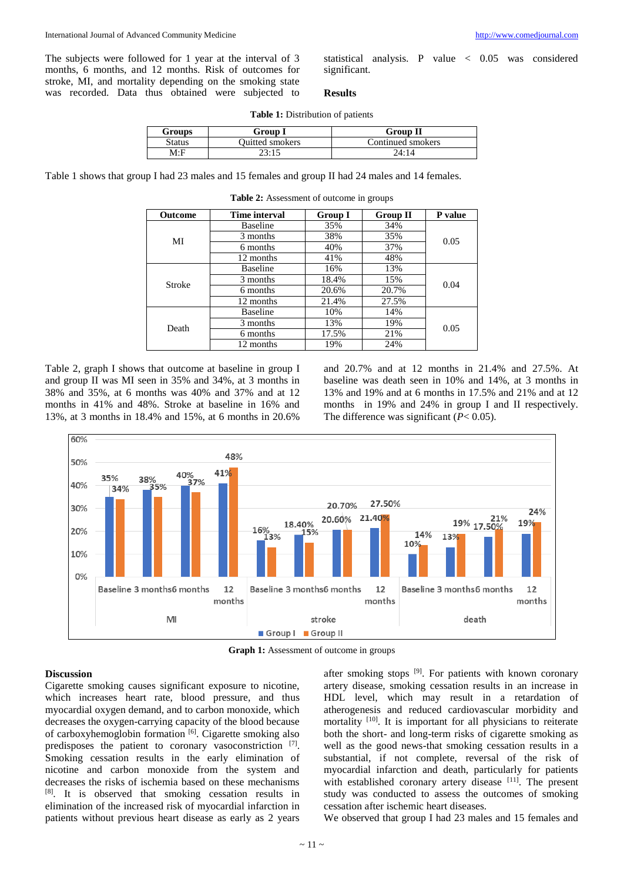The subjects were followed for 1 year at the interval of 3 months, 6 months, and 12 months. Risk of outcomes for stroke, MI, and mortality depending on the smoking state was recorded. Data thus obtained were subjected to statistical analysis. P value < 0.05 was considered significant.

## Results

**Table 1:** Distribution of patients

| Groups | Group I | Group II |
|---|---|---|
| Status | Quitted smokers | Continued smokers |
| M:F | 23:15 | 24:14 |

Table 1 shows that group I had 23 males and 15 females and group II had 24 males and 14 females.

**Table 2:** Assessment of outcome in groups

| Outcome | Time interval | Group I | Group II | P value |
|---|---|---|---|---|
| MI | Baseline | 35% | 34% | 0.05 |
| | 3 months | 38% | 35% | |
| | 6 months | 40% | 37% | |
| | 12 months | 41% | 48% | |
| Stroke | Baseline | 16% | 13% | 0.04 |
| | 3 months | 18.4% | 15% | |
| | 6 months | 20.6% | 20.7% | |
| | 12 months | 21.4% | 27.5% | |
| Death | Baseline | 10% | 14% | 0.05 |
| | 3 months | 13% | 19% | |
| | 6 months | 17.5% | 21% | |
| | 12 months | 19% | 24% | |

Table 2, graph I shows that outcome at baseline in group I and group II was MI seen in 35% and 34%, at 3 months in 38% and 35%, at 6 months was 40% and 37% and at 12 months in 41% and 48%. Stroke at baseline in 16% and 13%, at 3 months in 18.4% and 15%, at 6 months in 20.6% and 20.7% and at 12 months in 21.4% and 27.5%. At baseline was death seen in 10% and 14%, at 3 months in 13% and 19% and at 6 months in 17.5% and 21% and at 12 months in 19% and 24% in group I and II respectively. The difference was significant (*P*< 0.05).

**Graph 1:** Assessment of outcome in groups

## Discussion

Cigarette smoking causes significant exposure to nicotine, which increases heart rate, blood pressure, and thus myocardial oxygen demand, and to carbon monoxide, which decreases the oxygen-carrying capacity of the blood because of carboxyhemoglobin formation [6]. Cigarette smoking also predisposes the patient to coronary vasoconstriction [7]. Smoking cessation results in the early elimination of nicotine and carbon monoxide from the system and decreases the risks of ischemia based on these mechanisms [8]. It is observed that smoking cessation results in elimination of the increased risk of myocardial infarction in patients without previous heart disease as early as 2 years after smoking stops [9]. For patients with known coronary artery disease, smoking cessation results in an increase in HDL level, which may result in a retardation of atherogenesis and reduced cardiovascular morbidity and mortality [10]. It is important for all physicians to reiterate both the short- and long-term risks of cigarette smoking as well as the good news-that smoking cessation results in a substantial, if not complete, reversal of the risk of myocardial infarction and death, particularly for patients with established coronary artery disease [11]. The present study was conducted to assess the outcomes of smoking cessation after ischemic heart diseases.

We observed that group I had 23 males and 15 females and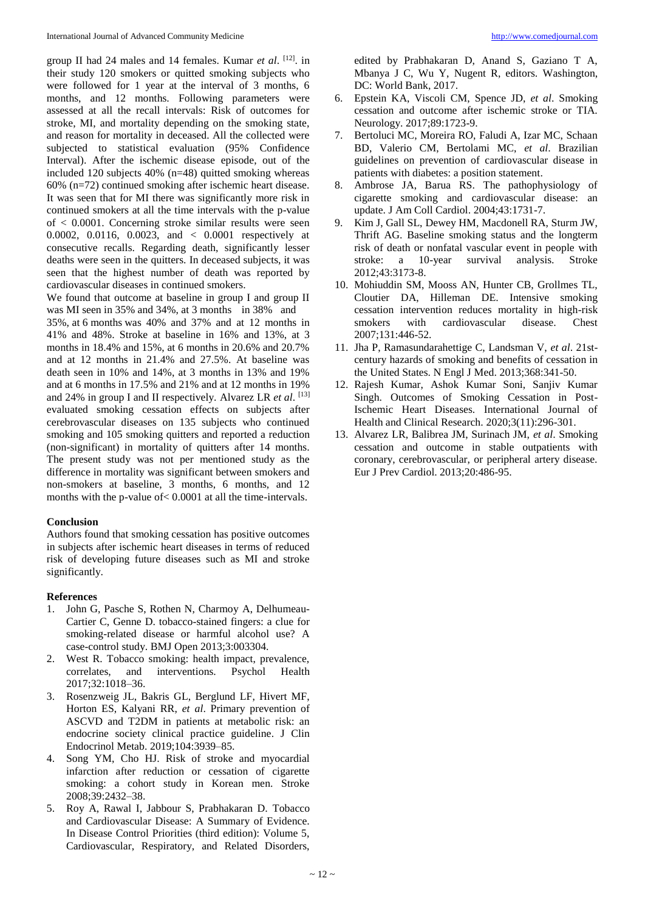group II had 24 males and 14 females. Kumar *et al*. [12]. in their study 120 smokers or quitted smoking subjects who were followed for 1 year at the interval of 3 months, 6 months, and 12 months. Following parameters were assessed at all the recall intervals: Risk of outcomes for stroke, MI, and mortality depending on the smoking state, and reason for mortality in deceased. All the collected were subjected to statistical evaluation (95% Confidence Interval). After the ischemic disease episode, out of the included 120 subjects 40% (n=48) quitted smoking whereas 60% (n=72) continued smoking after ischemic heart disease. It was seen that for MI there was significantly more risk in continued smokers at all the time intervals with the p-value of < 0.0001. Concerning stroke similar results were seen 0.0002, 0.0116, 0.0023, and < 0.0001 respectively at consecutive recalls. Regarding death, significantly lesser deaths were seen in the quitters. In deceased subjects, it was seen that the highest number of death was reported by cardiovascular diseases in continued smokers.

We found that outcome at baseline in group I and group II was MI seen in 35% and 34%, at 3 months in 38% and 35%, at 6 months was 40% and 37% and at 12 months in 41% and 48%. Stroke at baseline in 16% and 13%, at 3 months in 18.4% and 15%, at 6 months in 20.6% and 20.7% and at 12 months in 21.4% and 27.5%. At baseline was death seen in 10% and 14%, at 3 months in 13% and 19% and at 6 months in 17.5% and 21% and at 12 months in 19% and 24% in group I and II respectively. Alvarez LR *et al*. [13] evaluated smoking cessation effects on subjects after cerebrovascular diseases on 135 subjects who continued smoking and 105 smoking quitters and reported a reduction (non-significant) in mortality of quitters after 14 months. The present study was not per mentioned study as the difference in mortality was significant between smokers and non-smokers at baseline, 3 months, 6 months, and 12 months with the p-value of< 0.0001 at all the time-intervals.

## Conclusion

Authors found that smoking cessation has positive outcomes in subjects after ischemic heart diseases in terms of reduced risk of developing future diseases such as MI and stroke significantly.

## References

1. John G, Pasche S, Rothen N, Charmoy A, Delhumeau-Cartier C, Genne D. tobacco-stained fingers: a clue for smoking-related disease or harmful alcohol use? A case-control study. BMJ Open 2013;3:003304.
2. West R. Tobacco smoking: health impact, prevalence, correlates, and interventions. Psychol Health 2017;32:1018–36.
3. Rosenzweig JL, Bakris GL, Berglund LF, Hivert MF, Horton ES, Kalyani RR, *et al*. Primary prevention of ASCVD and T2DM in patients at metabolic risk: an endocrine society clinical practice guideline. J Clin Endocrinol Metab. 2019;104:3939–85.
4. Song YM, Cho HJ. Risk of stroke and myocardial infarction after reduction or cessation of cigarette smoking: a cohort study in Korean men. Stroke 2008;39:2432–38.
5. Roy A, Rawal I, Jabbour S, Prabhakaran D. Tobacco and Cardiovascular Disease: A Summary of Evidence. In Disease Control Priorities (third edition): Volume 5, Cardiovascular, Respiratory, and Related Disorders, edited by Prabhakaran D, Anand S, Gaziano T A, Mbanya J C, Wu Y, Nugent R, editors. Washington, DC: World Bank, 2017.
6. Epstein KA, Viscoli CM, Spence JD, *et al*. Smoking cessation and outcome after ischemic stroke or TIA. Neurology. 2017;89:1723-9.
7. Bertoluci MC, Moreira RO, Faludi A, Izar MC, Schaan BD, Valerio CM, Bertolami MC, *et al*. Brazilian guidelines on prevention of cardiovascular disease in patients with diabetes: a position statement.
8. Ambrose JA, Barua RS. The pathophysiology of cigarette smoking and cardiovascular disease: an update. J Am Coll Cardiol. 2004;43:1731-7.
9. Kim J, Gall SL, Dewey HM, Macdonell RA, Sturm JW, Thrift AG. Baseline smoking status and the longterm risk of death or nonfatal vascular event in people with stroke: a 10-year survival analysis. Stroke 2012;43:3173-8.
10. Mohiuddin SM, Mooss AN, Hunter CB, Grollmes TL, Cloutier DA, Hilleman DE. Intensive smoking cessation intervention reduces mortality in high-risk smokers with cardiovascular disease. Chest 2007;131:446-52.
11. Jha P, Ramasundarahettige C, Landsman V, *et al*. 21st-century hazards of smoking and benefits of cessation in the United States. N Engl J Med. 2013;368:341-50.
12. Rajesh Kumar, Ashok Kumar Soni, Sanjiv Kumar Singh. Outcomes of Smoking Cessation in Post-Ischemic Heart Diseases. International Journal of Health and Clinical Research. 2020;3(11):296-301.
13. Alvarez LR, Balibrea JM, Surinach JM, *et al*. Smoking cessation and outcome in stable outpatients with coronary, cerebrovascular, or peripheral artery disease. Eur J Prev Cardiol. 2013;20:486-95.